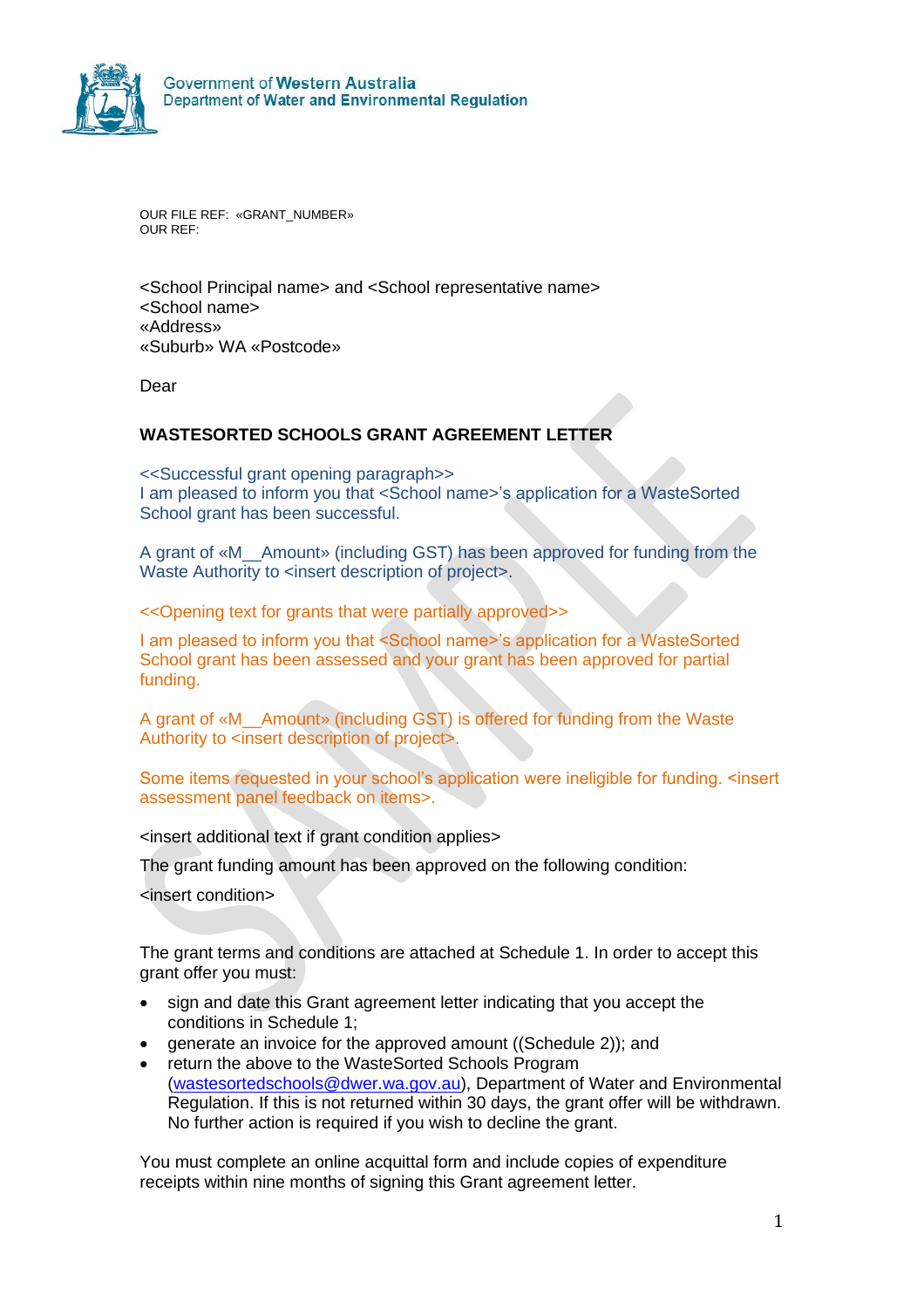Government of Western Australia
Department of Water and Environmental Regulation

OUR FILE REF: «GRANT_NUMBER»
OUR REF:

<School Principal name> and <School representative name>
<School name>
«Address»
«Suburb» WA «Postcode»

Dear

**WASTESORTED SCHOOLS GRANT AGREEMENT LETTER**

<<Successful grant opening paragraph>>
I am pleased to inform you that <School name>'s application for a WasteSorted School grant has been successful.

A grant of «M__Amount» (including GST) has been approved for funding from the Waste Authority to <insert description of project>.

<<Opening text for grants that were partially approved>>

I am pleased to inform you that <School name>'s application for a WasteSorted School grant has been assessed and your grant has been approved for partial funding.

A grant of «M__Amount» (including GST) is offered for funding from the Waste Authority to <insert description of project>.

Some items requested in your school's application were ineligible for funding. <insert assessment panel feedback on items>.

<insert additional text if grant condition applies>

The grant funding amount has been approved on the following condition:

<insert condition>

The grant terms and conditions are attached at Schedule 1. In order to accept this grant offer you must:

- sign and date this Grant agreement letter indicating that you accept the conditions in Schedule 1;
- generate an invoice for the approved amount ((Schedule 2)); and
- return the above to the WasteSorted Schools Program (wastesortedschools@dwer.wa.gov.au), Department of Water and Environmental Regulation. If this is not returned within 30 days, the grant offer will be withdrawn. No further action is required if you wish to decline the grant.

You must complete an online acquittal form and include copies of expenditure receipts within nine months of signing this Grant agreement letter.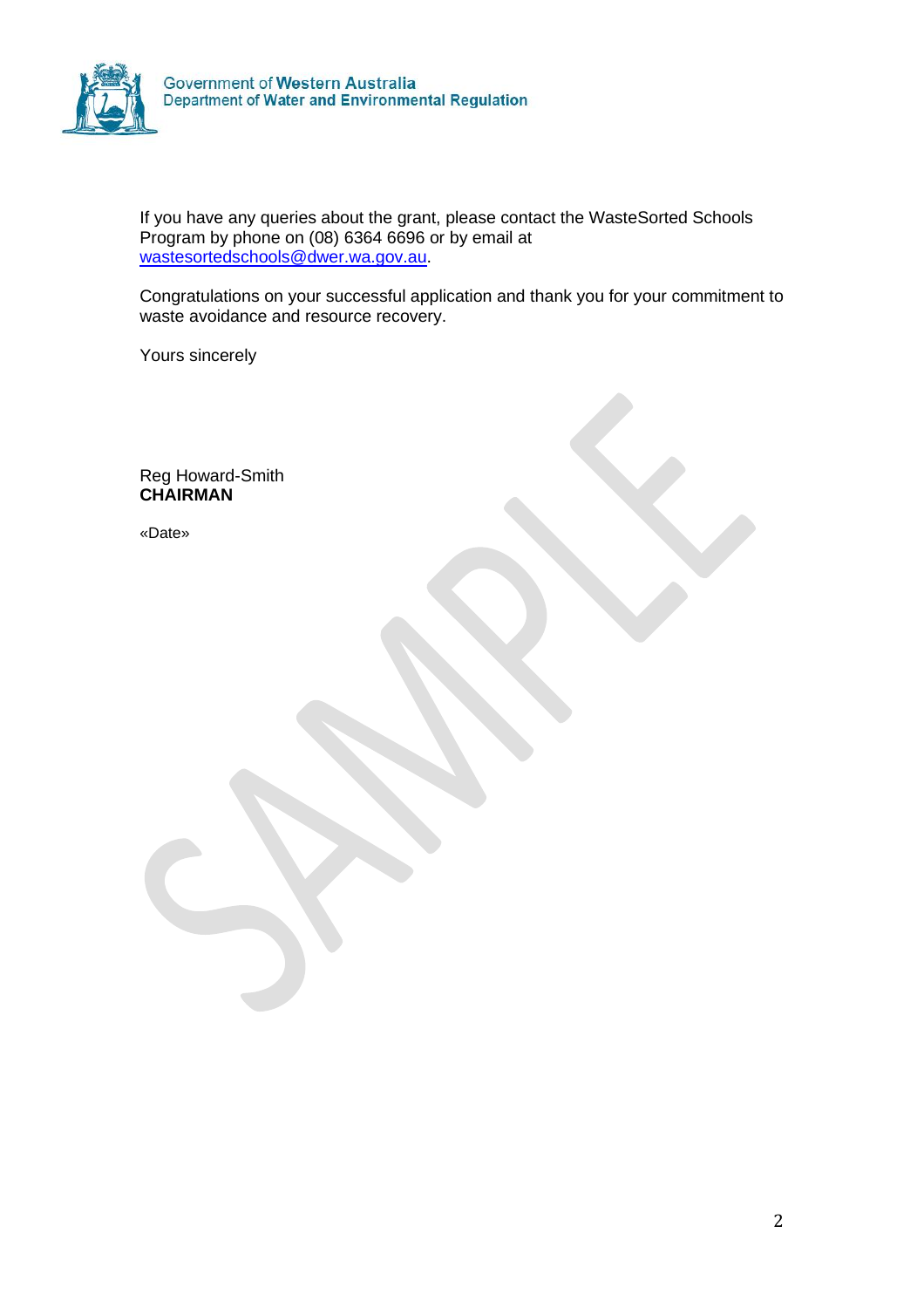If you have any queries about the grant, please contact the WasteSorted Schools Program by phone on (08) 6364 6696 or by email at wastesortedschools@dwer.wa.gov.au.

Congratulations on your successful application and thank you for your commitment to waste avoidance and resource recovery.

Yours sincerely

Reg Howard-Smith
**CHAIRMAN**

«Date»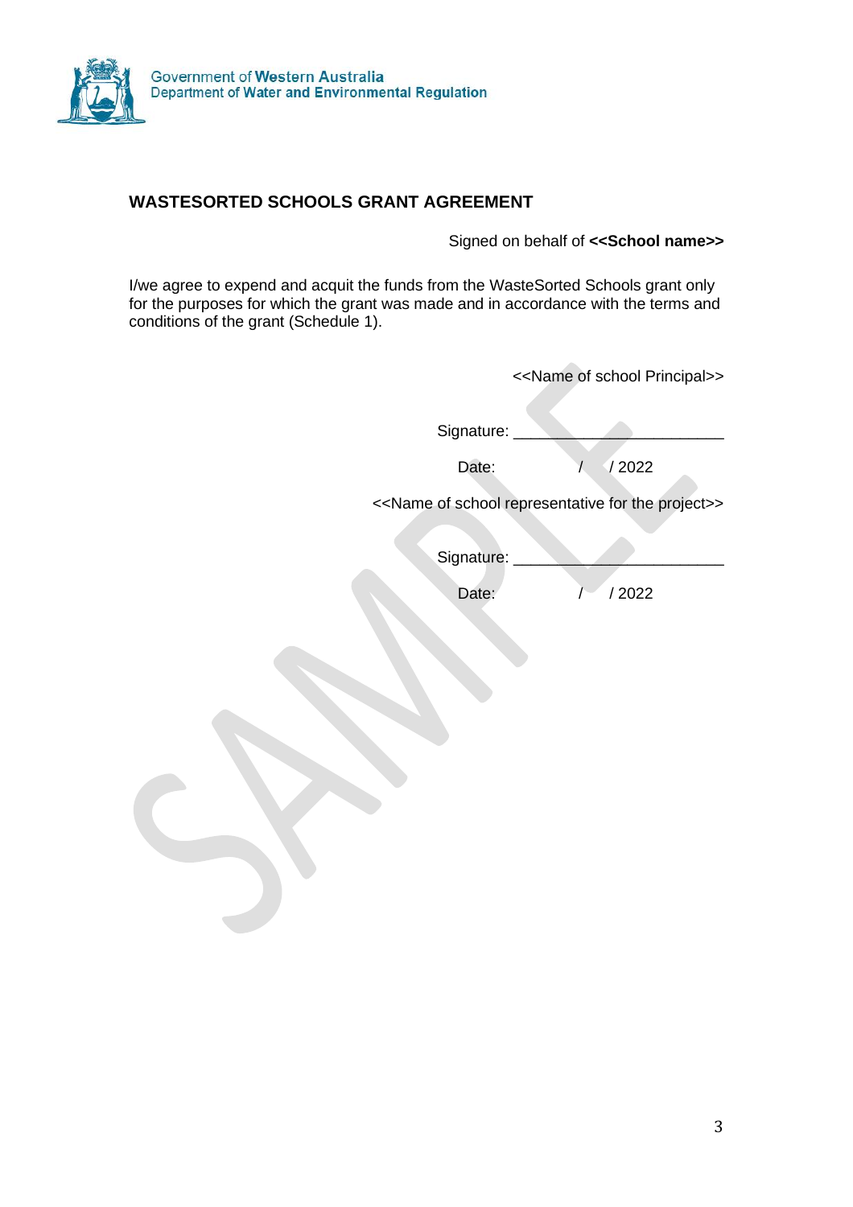Government of Western Australia
Department of Water and Environmental Regulation

## WASTESORTED SCHOOLS GRANT AGREEMENT

Signed on behalf of **<<School name>>**

I/we agree to expend and acquit the funds from the WasteSorted Schools grant only for the purposes for which the grant was made and in accordance with the terms and conditions of the grant (Schedule 1).

<<Name of school Principal>>

Signature: ________________________

Date: / / 2022

<<Name of school representative for the project>>

Signature: ________________________

Date: / / 2022

SAMPLE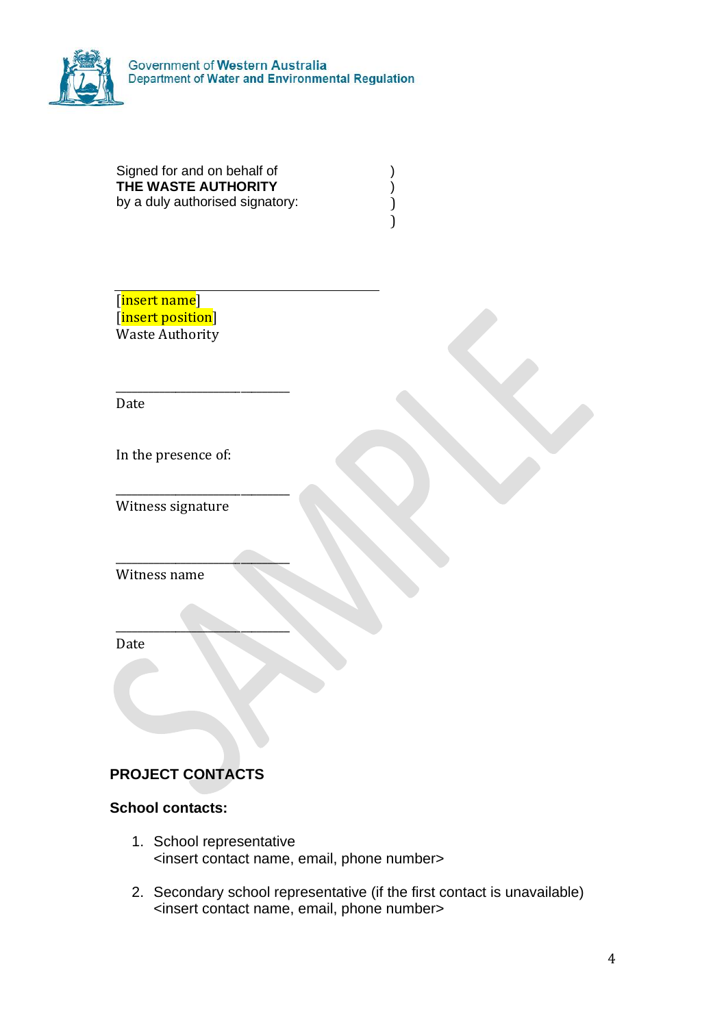Signed for and on behalf of )
**THE WASTE AUTHORITY** )
by a duly authorised signatory: )
)

\_\_\_\_\_\_\_\_\_\_\_\_\_\_\_\_\_\_\_\_\_\_\_\_\_\_\_\_\_\_\_\_\_\_\_\_\_\_\_\_

[insert name]
[insert position]
Waste Authority

\_\_\_\_\_\_\_\_\_\_\_\_\_\_\_\_\_\_\_\_\_\_\_\_\_\_\_\_\_\_

Date

In the presence of:

\_\_\_\_\_\_\_\_\_\_\_\_\_\_\_\_\_\_\_\_\_\_\_\_\_\_\_\_\_\_

Witness signature

\_\_\_\_\_\_\_\_\_\_\_\_\_\_\_\_\_\_\_\_\_\_\_\_\_\_\_\_\_\_

Witness name

\_\_\_\_\_\_\_\_\_\_\_\_\_\_\_\_\_\_\_\_\_\_\_\_\_\_\_\_\_\_

Date

## PROJECT CONTACTS

**School contacts:**

1. School representative
   <insert contact name, email, phone number>

2. Secondary school representative (if the first contact is unavailable)
   <insert contact name, email, phone number>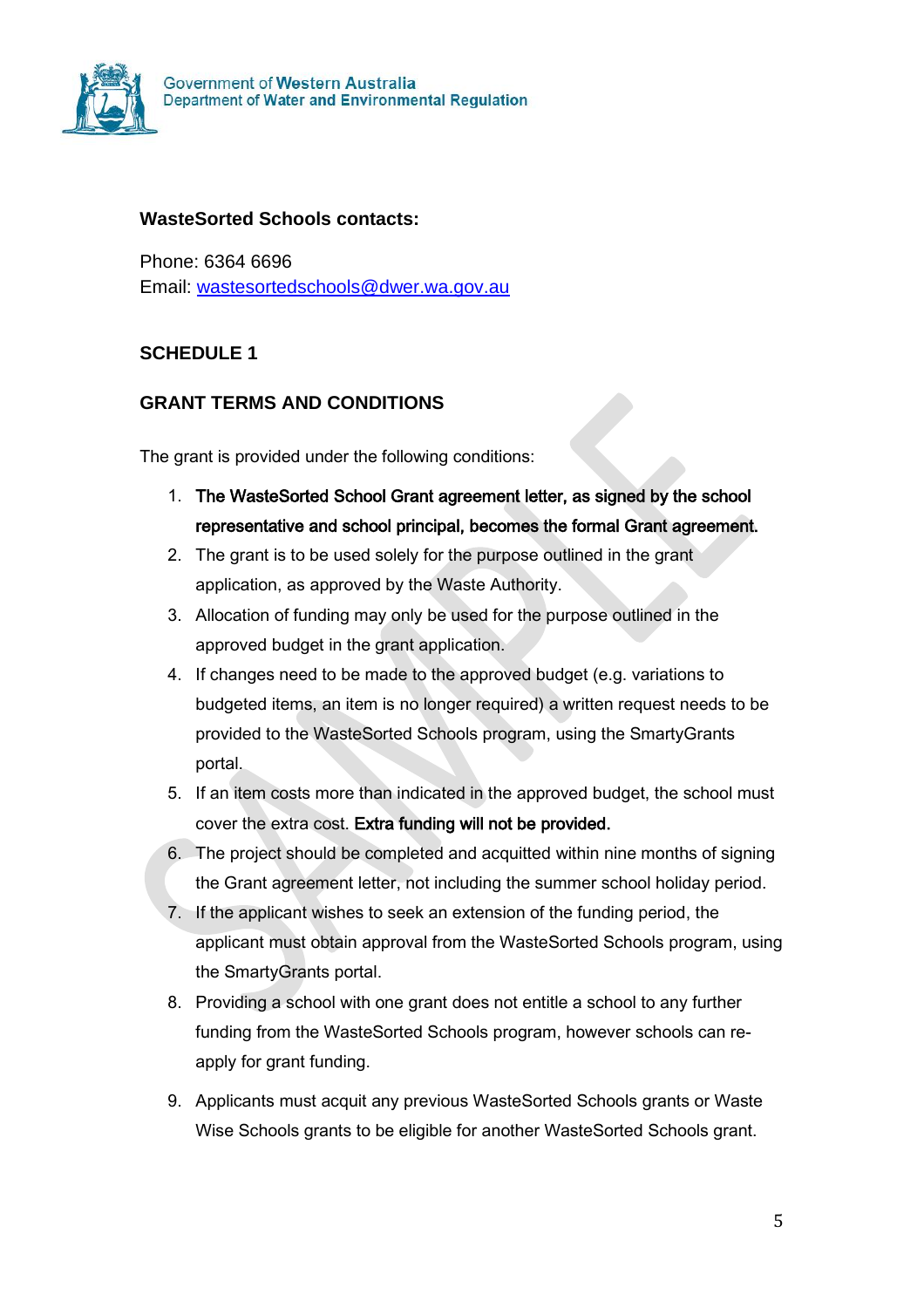Government of Western Australia
Department of Water and Environmental Regulation

**WasteSorted Schools contacts:**

Phone: 6364 6696
Email: [wastesortedschools@dwer.wa.gov.au](mailto:wastesortedschools@dwer.wa.gov.au)

## SCHEDULE 1

## GRANT TERMS AND CONDITIONS

The grant is provided under the following conditions:

1. **The WasteSorted School Grant agreement letter, as signed by the school representative and school principal, becomes the formal Grant agreement.**
2. The grant is to be used solely for the purpose outlined in the grant application, as approved by the Waste Authority.
3. Allocation of funding may only be used for the purpose outlined in the approved budget in the grant application.
4. If changes need to be made to the approved budget (e.g. variations to budgeted items, an item is no longer required) a written request needs to be provided to the WasteSorted Schools program, using the SmartyGrants portal.
5. If an item costs more than indicated in the approved budget, the school must cover the extra cost. **Extra funding will not be provided.**
6. The project should be completed and acquitted within nine months of signing the Grant agreement letter, not including the summer school holiday period.
7. If the applicant wishes to seek an extension of the funding period, the applicant must obtain approval from the WasteSorted Schools program, using the SmartyGrants portal.
8. Providing a school with one grant does not entitle a school to any further funding from the WasteSorted Schools program, however schools can re-apply for grant funding.
9. Applicants must acquit any previous WasteSorted Schools grants or Waste Wise Schools grants to be eligible for another WasteSorted Schools grant.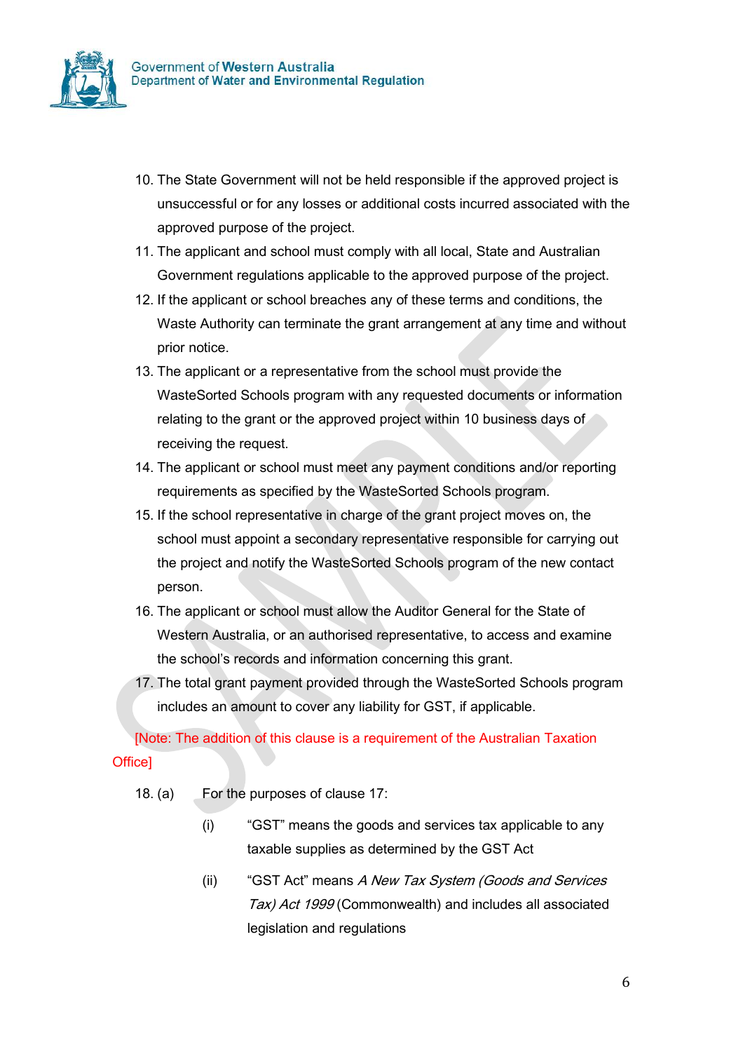10. The State Government will not be held responsible if the approved project is unsuccessful or for any losses or additional costs incurred associated with the approved purpose of the project.
11. The applicant and school must comply with all local, State and Australian Government regulations applicable to the approved purpose of the project.
12. If the applicant or school breaches any of these terms and conditions, the Waste Authority can terminate the grant arrangement at any time and without prior notice.
13. The applicant or a representative from the school must provide the WasteSorted Schools program with any requested documents or information relating to the grant or the approved project within 10 business days of receiving the request.
14. The applicant or school must meet any payment conditions and/or reporting requirements as specified by the WasteSorted Schools program.
15. If the school representative in charge of the grant project moves on, the school must appoint a secondary representative responsible for carrying out the project and notify the WasteSorted Schools program of the new contact person.
16. The applicant or school must allow the Auditor General for the State of Western Australia, or an authorised representative, to access and examine the school's records and information concerning this grant.
17. The total grant payment provided through the WasteSorted Schools program includes an amount to cover any liability for GST, if applicable.

[Note: The addition of this clause is a requirement of the Australian Taxation Office]

18. (a) For the purposes of clause 17:

    (i) "GST" means the goods and services tax applicable to any taxable supplies as determined by the GST Act

    (ii) "GST Act" means *A New Tax System (Goods and Services Tax) Act 1999* (Commonwealth) and includes all associated legislation and regulations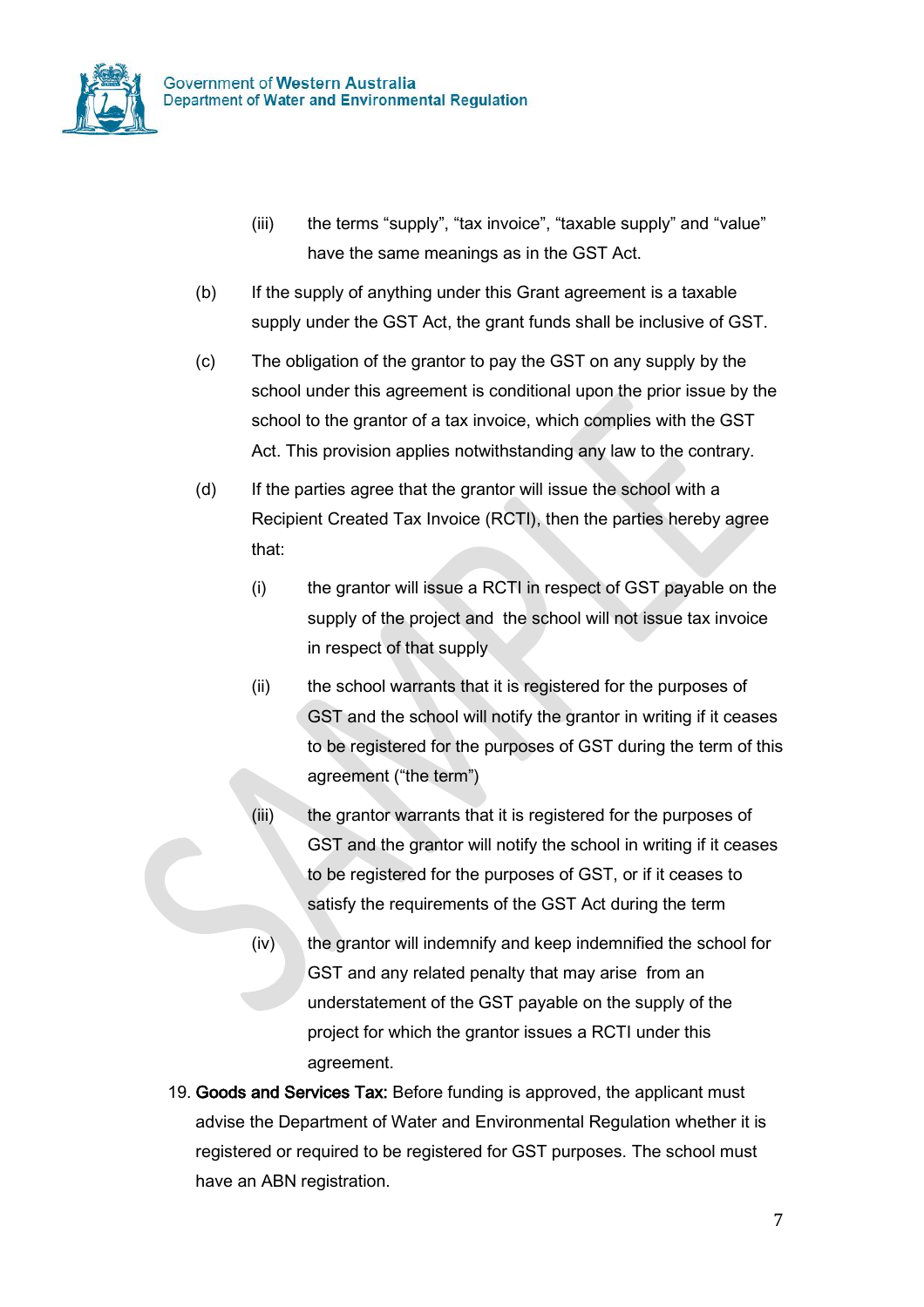(iii) the terms "supply", "tax invoice", "taxable supply" and "value" have the same meanings as in the GST Act.

(b) If the supply of anything under this Grant agreement is a taxable supply under the GST Act, the grant funds shall be inclusive of GST.

(c) The obligation of the grantor to pay the GST on any supply by the school under this agreement is conditional upon the prior issue by the school to the grantor of a tax invoice, which complies with the GST Act. This provision applies notwithstanding any law to the contrary.

(d) If the parties agree that the grantor will issue the school with a Recipient Created Tax Invoice (RCTI), then the parties hereby agree that:

   (i) the grantor will issue a RCTI in respect of GST payable on the supply of the project and the school will not issue tax invoice in respect of that supply

   (ii) the school warrants that it is registered for the purposes of GST and the school will notify the grantor in writing if it ceases to be registered for the purposes of GST during the term of this agreement ("the term")

   (iii) the grantor warrants that it is registered for the purposes of GST and the grantor will notify the school in writing if it ceases to be registered for the purposes of GST, or if it ceases to satisfy the requirements of the GST Act during the term

   (iv) the grantor will indemnify and keep indemnified the school for GST and any related penalty that may arise from an understatement of the GST payable on the supply of the project for which the grantor issues a RCTI under this agreement.

19. **Goods and Services Tax:** Before funding is approved, the applicant must advise the Department of Water and Environmental Regulation whether it is registered or required to be registered for GST purposes. The school must have an ABN registration.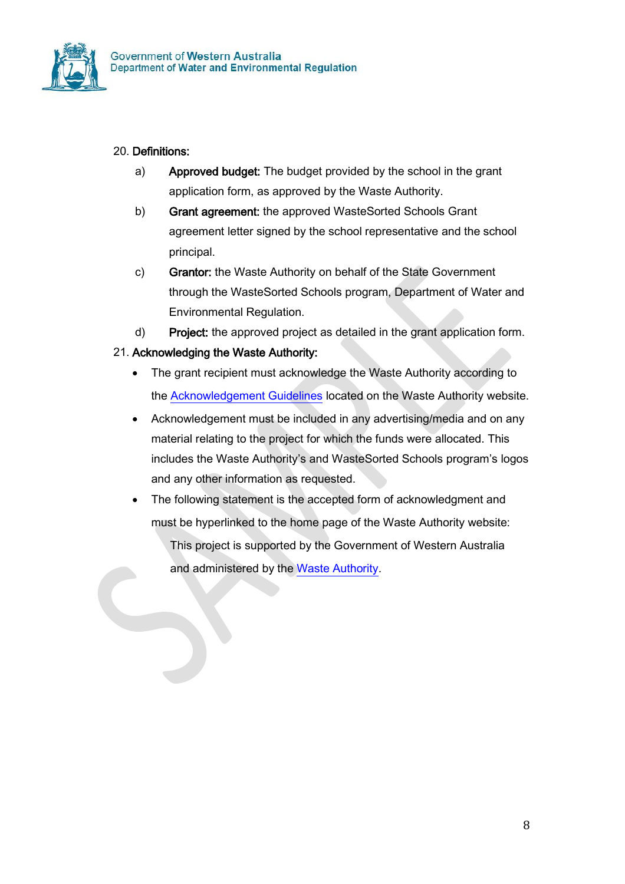20. **Definitions:**

   a) **Approved budget:** The budget provided by the school in the grant application form, as approved by the Waste Authority.

   b) **Grant agreement:** the approved WasteSorted Schools Grant agreement letter signed by the school representative and the school principal.

   c) **Grantor:** the Waste Authority on behalf of the State Government through the WasteSorted Schools program, Department of Water and Environmental Regulation.

   d) **Project:** the approved project as detailed in the grant application form.

21. **Acknowledging the Waste Authority:**

   - The grant recipient must acknowledge the Waste Authority according to the Acknowledgement Guidelines located on the Waste Authority website.
   - Acknowledgement must be included in any advertising/media and on any material relating to the project for which the funds were allocated. This includes the Waste Authority's and WasteSorted Schools program's logos and any other information as requested.
   - The following statement is the accepted form of acknowledgment and must be hyperlinked to the home page of the Waste Authority website:

     This project is supported by the Government of Western Australia and administered by the Waste Authority.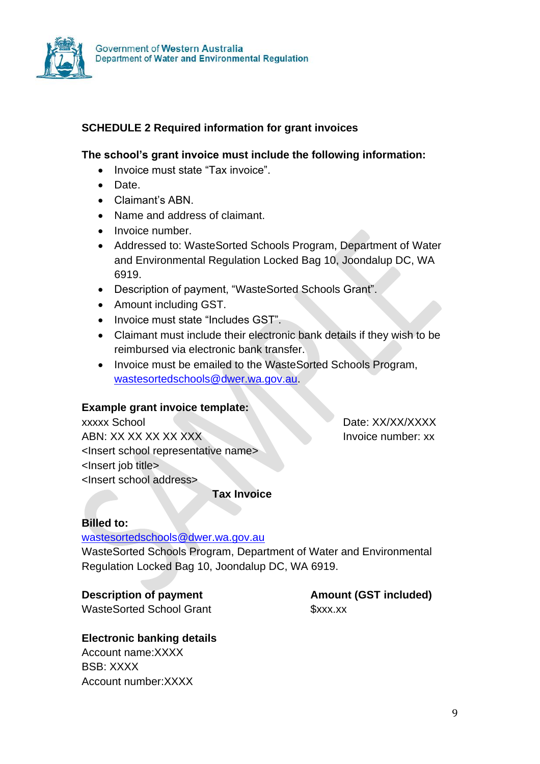## SCHEDULE 2 Required information for grant invoices

**The school's grant invoice must include the following information:**

- Invoice must state "Tax invoice".
- Date.
- Claimant's ABN.
- Name and address of claimant.
- Invoice number.
- Addressed to: WasteSorted Schools Program, Department of Water and Environmental Regulation Locked Bag 10, Joondalup DC, WA 6919.
- Description of payment, "WasteSorted Schools Grant".
- Amount including GST.
- Invoice must state "Includes GST".
- Claimant must include their electronic bank details if they wish to be reimbursed via electronic bank transfer.
- Invoice must be emailed to the WasteSorted Schools Program, wastesortedschools@dwer.wa.gov.au.

**Example grant invoice template:**

xxxxx School
ABN: XX XX XX XX XXX
<Insert school representative name>
<Insert job title>
<Insert school address>

Date: XX/XX/XXXX
Invoice number: xx

**Tax Invoice**

**Billed to:**
wastesortedschools@dwer.wa.gov.au
WasteSorted Schools Program, Department of Water and Environmental Regulation Locked Bag 10, Joondalup DC, WA 6919.

| Description of payment | Amount (GST included) |
| --- | --- |
| WasteSorted School Grant | $xxx.xx |

**Electronic banking details**
Account name:XXXX
BSB: XXXX
Account number:XXXX